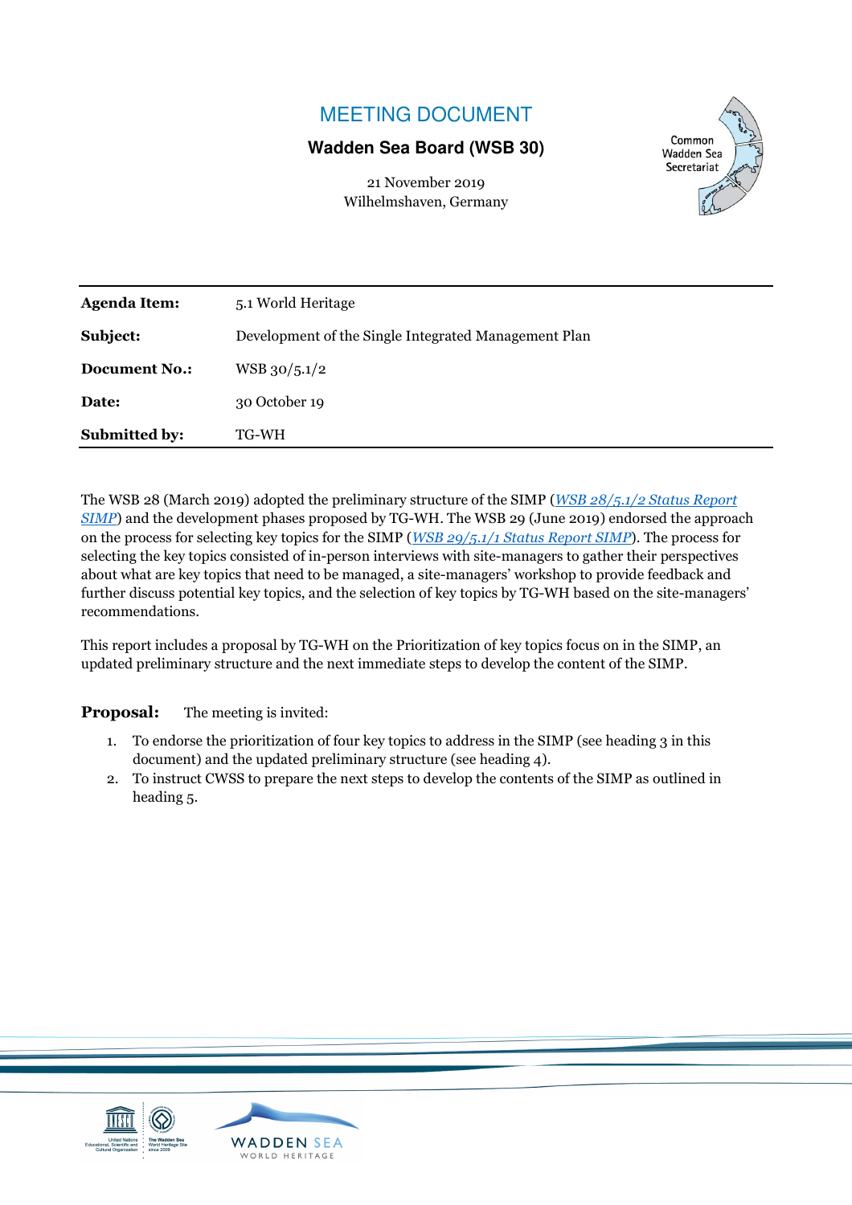# MEETING DOCUMENT

**Wadden Sea Board (WSB 30)**

21 November 2019
Wilhelmshaven, Germany

Common Wadden Sea Secretariat

| | |
|---|---|
| **Agenda Item:** | 5.1 World Heritage |
| **Subject:** | Development of the Single Integrated Management Plan |
| **Document No.:** | WSB 30/5.1/2 |
| **Date:** | 30 October 19 |
| **Submitted by:** | TG-WH |

The WSB 28 (March 2019) adopted the preliminary structure of the SIMP (*WSB 28/5.1/2 Status Report SIMP*) and the development phases proposed by TG-WH. The WSB 29 (June 2019) endorsed the approach on the process for selecting key topics for the SIMP (*WSB 29/5.1/1 Status Report SIMP*). The process for selecting the key topics consisted of in-person interviews with site-managers to gather their perspectives about what are key topics that need to be managed, a site-managers' workshop to provide feedback and further discuss potential key topics, and the selection of key topics by TG-WH based on the site-managers' recommendations.

This report includes a proposal by TG-WH on the Prioritization of key topics focus on in the SIMP, an updated preliminary structure and the next immediate steps to develop the content of the SIMP.

**Proposal:** The meeting is invited:

1. To endorse the prioritization of four key topics to address in the SIMP (see heading 3 in this document) and the updated preliminary structure (see heading 4).
2. To instruct CWSS to prepare the next steps to develop the contents of the SIMP as outlined in heading 5.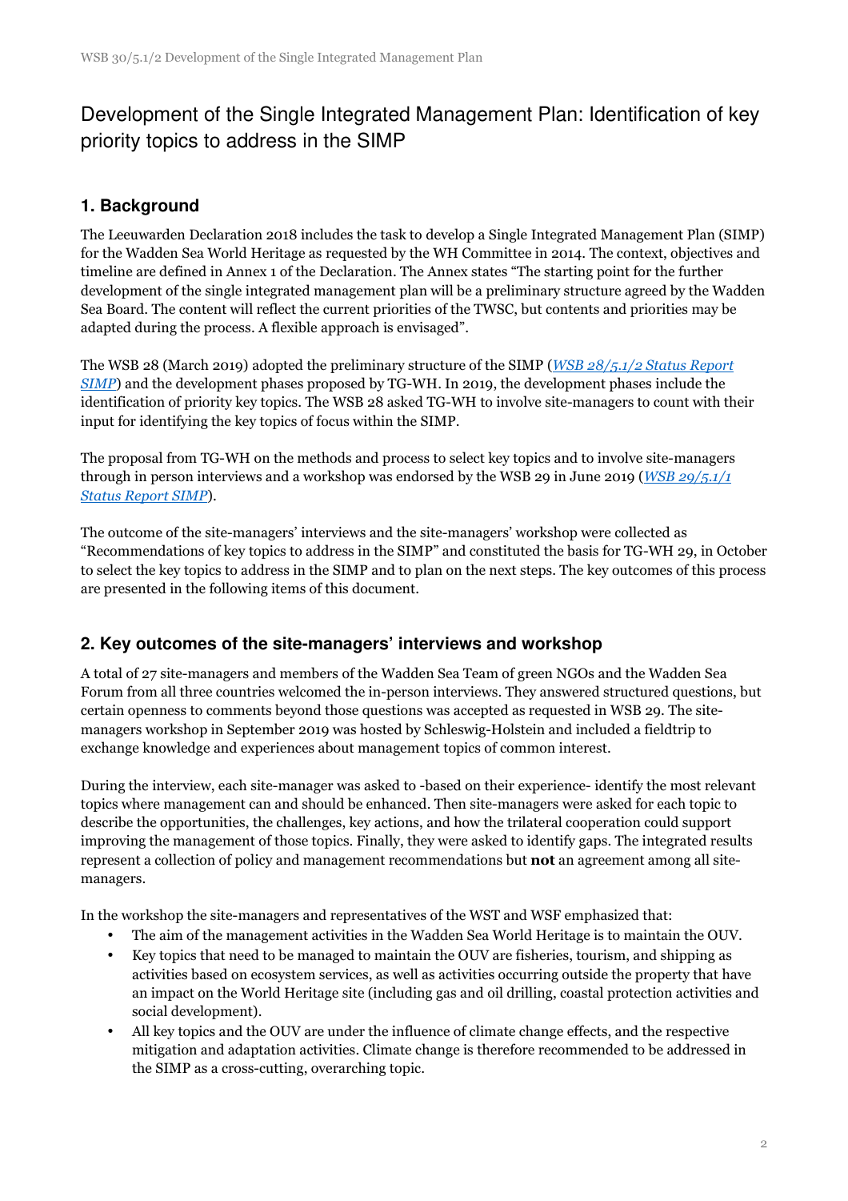# Development of the Single Integrated Management Plan: Identification of key priority topics to address in the SIMP

## 1. Background

The Leeuwarden Declaration 2018 includes the task to develop a Single Integrated Management Plan (SIMP) for the Wadden Sea World Heritage as requested by the WH Committee in 2014. The context, objectives and timeline are defined in Annex 1 of the Declaration. The Annex states "The starting point for the further development of the single integrated management plan will be a preliminary structure agreed by the Wadden Sea Board. The content will reflect the current priorities of the TWSC, but contents and priorities may be adapted during the process. A flexible approach is envisaged".

The WSB 28 (March 2019) adopted the preliminary structure of the SIMP (*WSB 28/5.1/2 Status Report SIMP*) and the development phases proposed by TG-WH. In 2019, the development phases include the identification of priority key topics. The WSB 28 asked TG-WH to involve site-managers to count with their input for identifying the key topics of focus within the SIMP.

The proposal from TG-WH on the methods and process to select key topics and to involve site-managers through in person interviews and a workshop was endorsed by the WSB 29 in June 2019 (*WSB 29/5.1/1 Status Report SIMP*).

The outcome of the site-managers' interviews and the site-managers' workshop were collected as "Recommendations of key topics to address in the SIMP" and constituted the basis for TG-WH 29, in October to select the key topics to address in the SIMP and to plan on the next steps. The key outcomes of this process are presented in the following items of this document.

## 2. Key outcomes of the site-managers' interviews and workshop

A total of 27 site-managers and members of the Wadden Sea Team of green NGOs and the Wadden Sea Forum from all three countries welcomed the in-person interviews. They answered structured questions, but certain openness to comments beyond those questions was accepted as requested in WSB 29. The site-managers workshop in September 2019 was hosted by Schleswig-Holstein and included a fieldtrip to exchange knowledge and experiences about management topics of common interest.

During the interview, each site-manager was asked to -based on their experience- identify the most relevant topics where management can and should be enhanced. Then site-managers were asked for each topic to describe the opportunities, the challenges, key actions, and how the trilateral cooperation could support improving the management of those topics. Finally, they were asked to identify gaps. The integrated results represent a collection of policy and management recommendations but **not** an agreement among all site-managers.

In the workshop the site-managers and representatives of the WST and WSF emphasized that:

- The aim of the management activities in the Wadden Sea World Heritage is to maintain the OUV.
- Key topics that need to be managed to maintain the OUV are fisheries, tourism, and shipping as activities based on ecosystem services, as well as activities occurring outside the property that have an impact on the World Heritage site (including gas and oil drilling, coastal protection activities and social development).
- All key topics and the OUV are under the influence of climate change effects, and the respective mitigation and adaptation activities. Climate change is therefore recommended to be addressed in the SIMP as a cross-cutting, overarching topic.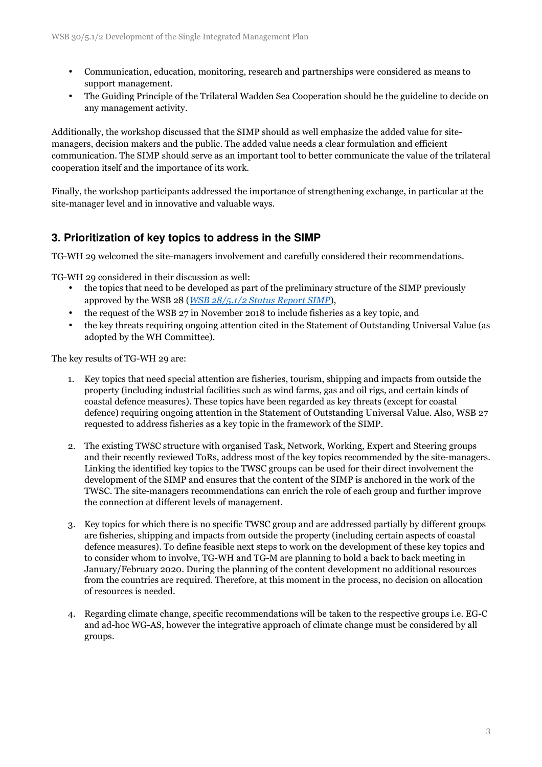- Communication, education, monitoring, research and partnerships were considered as means to support management.
- The Guiding Principle of the Trilateral Wadden Sea Cooperation should be the guideline to decide on any management activity.

Additionally, the workshop discussed that the SIMP should as well emphasize the added value for site-managers, decision makers and the public. The added value needs a clear formulation and efficient communication. The SIMP should serve as an important tool to better communicate the value of the trilateral cooperation itself and the importance of its work.

Finally, the workshop participants addressed the importance of strengthening exchange, in particular at the site-manager level and in innovative and valuable ways.

## 3. Prioritization of key topics to address in the SIMP

TG-WH 29 welcomed the site-managers involvement and carefully considered their recommendations.

TG-WH 29 considered in their discussion as well:

- the topics that need to be developed as part of the preliminary structure of the SIMP previously approved by the WSB 28 (*WSB 28/5.1/2 Status Report SIMP*),
- the request of the WSB 27 in November 2018 to include fisheries as a key topic, and
- the key threats requiring ongoing attention cited in the Statement of Outstanding Universal Value (as adopted by the WH Committee).

The key results of TG-WH 29 are:

1. Key topics that need special attention are fisheries, tourism, shipping and impacts from outside the property (including industrial facilities such as wind farms, gas and oil rigs, and certain kinds of coastal defence measures). These topics have been regarded as key threats (except for coastal defence) requiring ongoing attention in the Statement of Outstanding Universal Value. Also, WSB 27 requested to address fisheries as a key topic in the framework of the SIMP.

2. The existing TWSC structure with organised Task, Network, Working, Expert and Steering groups and their recently reviewed ToRs, address most of the key topics recommended by the site-managers. Linking the identified key topics to the TWSC groups can be used for their direct involvement the development of the SIMP and ensures that the content of the SIMP is anchored in the work of the TWSC. The site-managers recommendations can enrich the role of each group and further improve the connection at different levels of management.

3. Key topics for which there is no specific TWSC group and are addressed partially by different groups are fisheries, shipping and impacts from outside the property (including certain aspects of coastal defence measures). To define feasible next steps to work on the development of these key topics and to consider whom to involve, TG-WH and TG-M are planning to hold a back to back meeting in January/February 2020. During the planning of the content development no additional resources from the countries are required. Therefore, at this moment in the process, no decision on allocation of resources is needed.

4. Regarding climate change, specific recommendations will be taken to the respective groups i.e. EG-C and ad-hoc WG-AS, however the integrative approach of climate change must be considered by all groups.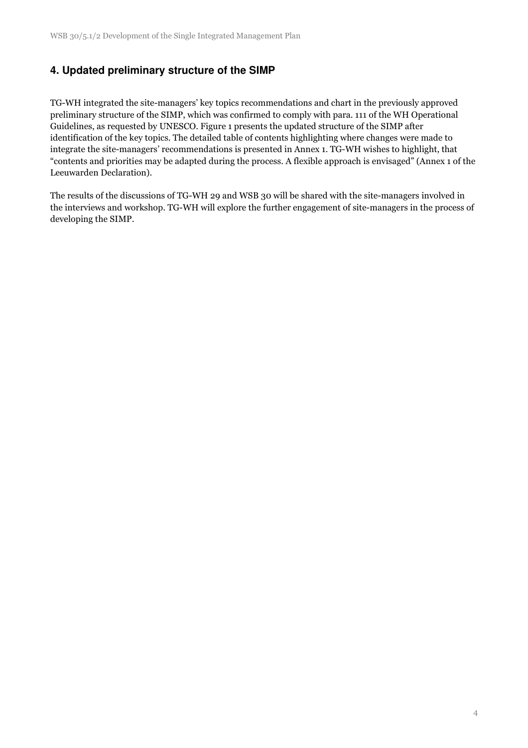## 4. Updated preliminary structure of the SIMP

TG-WH integrated the site-managers' key topics recommendations and chart in the previously approved preliminary structure of the SIMP, which was confirmed to comply with para. 111 of the WH Operational Guidelines, as requested by UNESCO. Figure 1 presents the updated structure of the SIMP after identification of the key topics. The detailed table of contents highlighting where changes were made to integrate the site-managers' recommendations is presented in Annex 1. TG-WH wishes to highlight, that "contents and priorities may be adapted during the process. A flexible approach is envisaged" (Annex 1 of the Leeuwarden Declaration).

The results of the discussions of TG-WH 29 and WSB 30 will be shared with the site-managers involved in the interviews and workshop. TG-WH will explore the further engagement of site-managers in the process of developing the SIMP.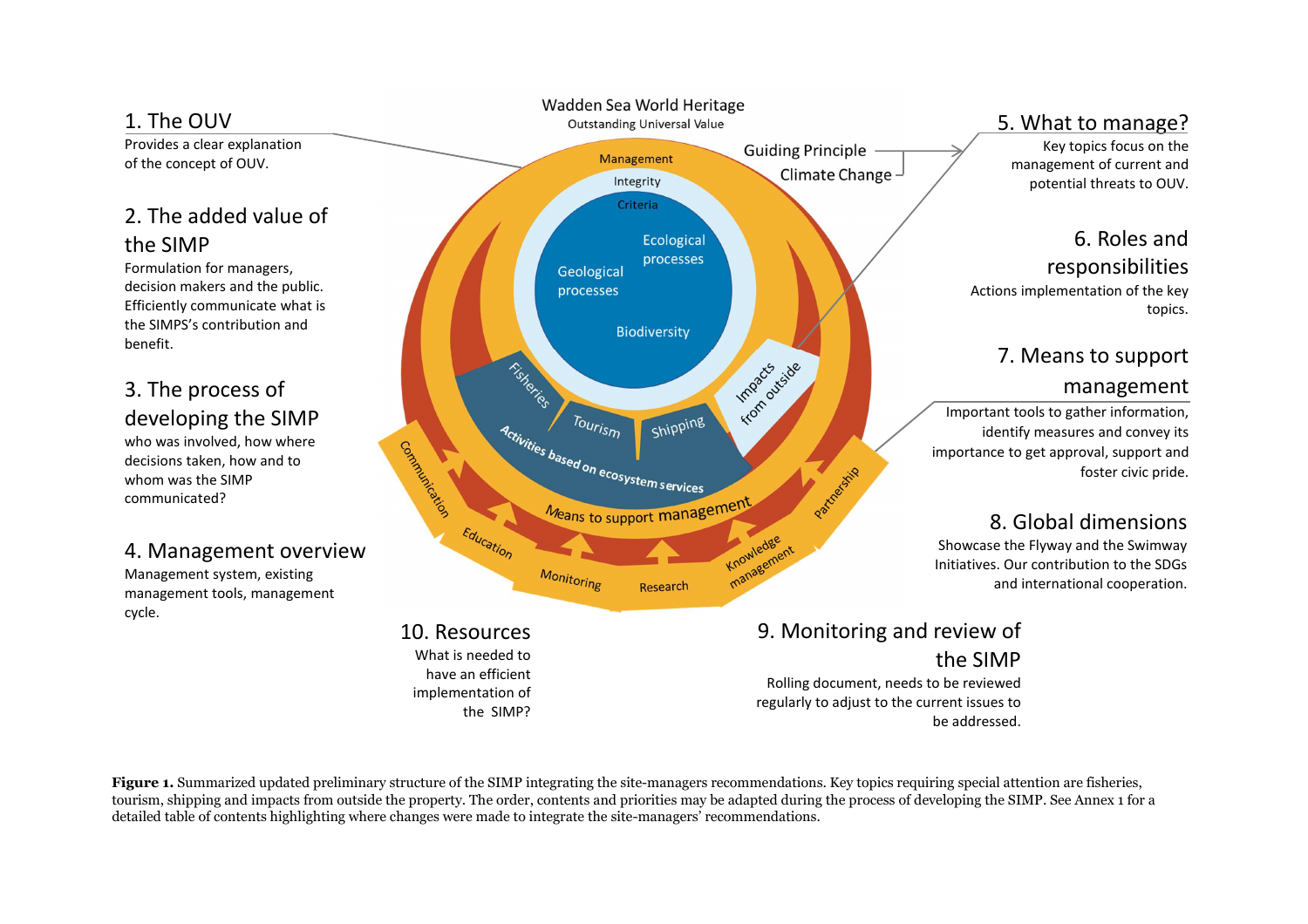1. The OUV

Provides a clear explanation of the concept of OUV.

2. The added value of the SIMP

Formulation for managers, decision makers and the public. Efficiently communicate what is the SIMPS's contribution and benefit.

3. The process of developing the SIMP

who was involved, how where decisions taken, how and to whom was the SIMP communicated?

4. Management overview

Management system, existing management tools, management cycle.

Wadden Sea World Heritage
Outstanding Universal Value

Management
Integrity
Criteria
Ecological processes
Geological processes
Biodiversity

Fisheries
Tourism
Shipping
Impacts from outside
Activities based on ecosystem services
Means to support management

Communication
Education
Monitoring
Research
Knowledge management
Partnership

Guiding Principle
Climate Change

5. What to manage?

Key topics focus on the management of current and potential threats to OUV.

6. Roles and responsibilities

Actions implementation of the key topics.

7. Means to support management

Important tools to gather information, identify measures and convey its importance to get approval, support and foster civic pride.

8. Global dimensions

Showcase the Flyway and the Swimway Initiatives. Our contribution to the SDGs and international cooperation.

9. Monitoring and review of the SIMP

Rolling document, needs to be reviewed regularly to adjust to the current issues to be addressed.

10. Resources

What is needed to have an efficient implementation of the SIMP?

**Figure 1.** Summarized updated preliminary structure of the SIMP integrating the site-managers recommendations. Key topics requiring special attention are fisheries, tourism, shipping and impacts from outside the property. The order, contents and priorities may be adapted during the process of developing the SIMP. See Annex 1 for a detailed table of contents highlighting where changes were made to integrate the site-managers' recommendations.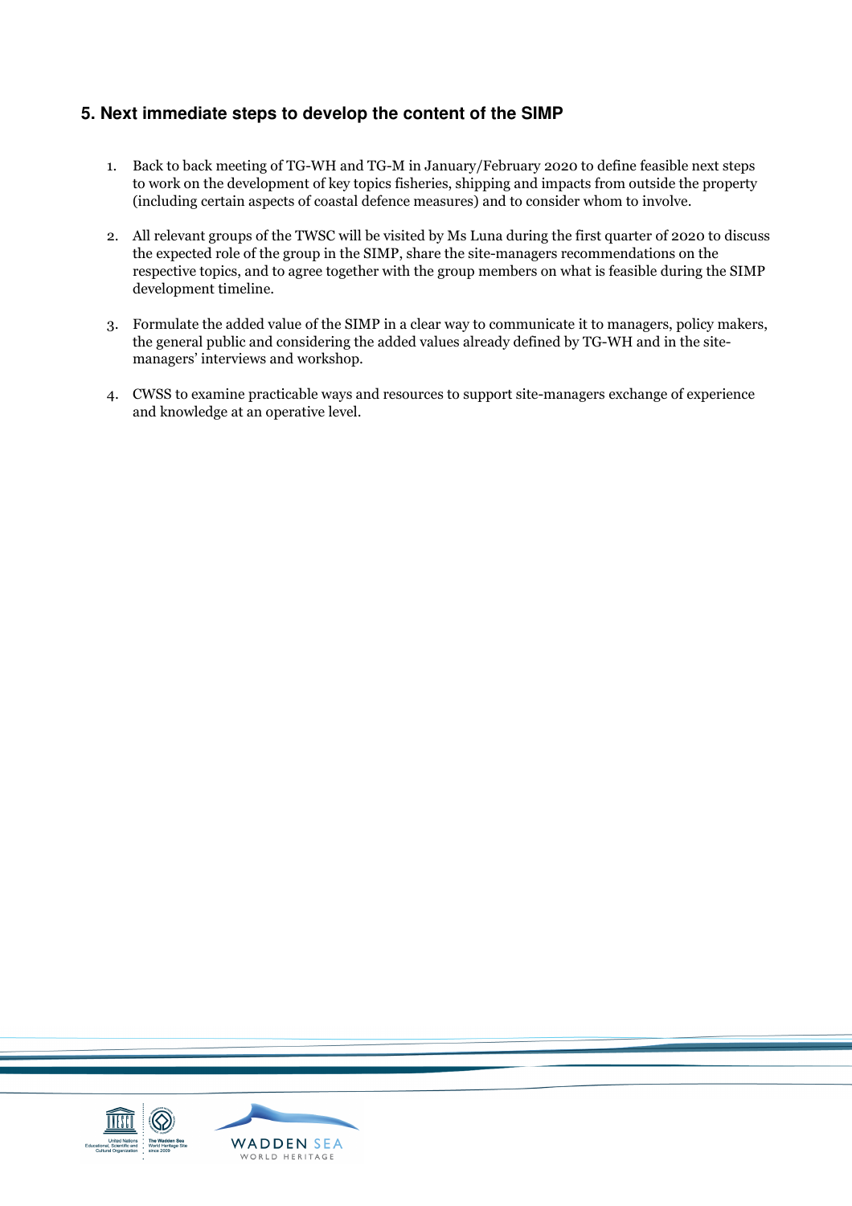## 5. Next immediate steps to develop the content of the SIMP

1. Back to back meeting of TG-WH and TG-M in January/February 2020 to define feasible next steps to work on the development of key topics fisheries, shipping and impacts from outside the property (including certain aspects of coastal defence measures) and to consider whom to involve.

2. All relevant groups of the TWSC will be visited by Ms Luna during the first quarter of 2020 to discuss the expected role of the group in the SIMP, share the site-managers recommendations on the respective topics, and to agree together with the group members on what is feasible during the SIMP development timeline.

3. Formulate the added value of the SIMP in a clear way to communicate it to managers, policy makers, the general public and considering the added values already defined by TG-WH and in the site-managers' interviews and workshop.

4. CWSS to examine practicable ways and resources to support site-managers exchange of experience and knowledge at an operative level.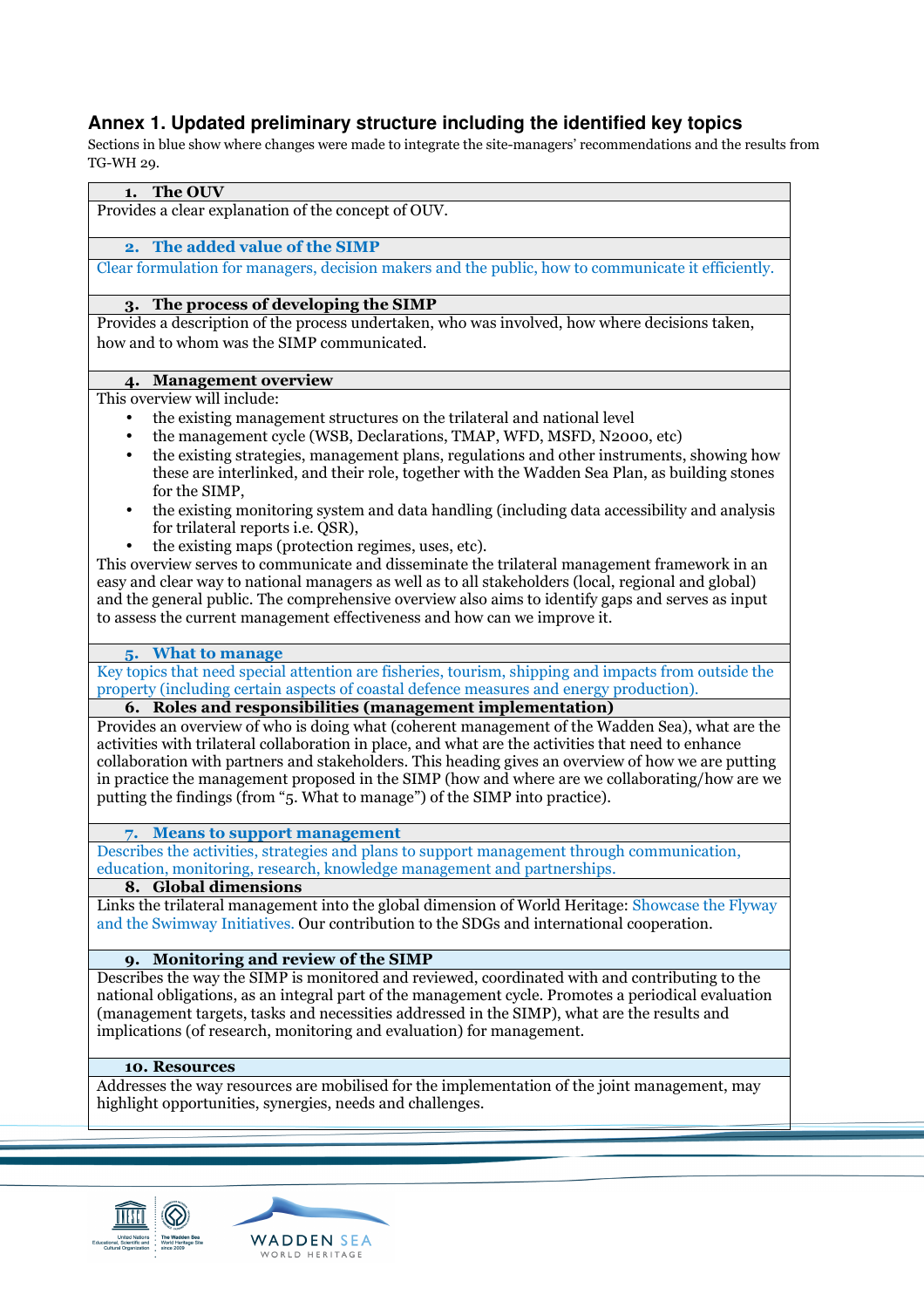## Annex 1. Updated preliminary structure including the identified key topics

Sections in blue show where changes were made to integrate the site-managers' recommendations and the results from TG-WH 29.

**1. The OUV**

Provides a clear explanation of the concept of OUV.

**2. The added value of the SIMP**

Clear formulation for managers, decision makers and the public, how to communicate it efficiently.

**3. The process of developing the SIMP**

Provides a description of the process undertaken, who was involved, how where decisions taken, how and to whom was the SIMP communicated.

**4. Management overview**

This overview will include:

- the existing management structures on the trilateral and national level
- the management cycle (WSB, Declarations, TMAP, WFD, MSFD, N2000, etc)
- the existing strategies, management plans, regulations and other instruments, showing how these are interlinked, and their role, together with the Wadden Sea Plan, as building stones for the SIMP,
- the existing monitoring system and data handling (including data accessibility and analysis for trilateral reports i.e. QSR),
- the existing maps (protection regimes, uses, etc).

This overview serves to communicate and disseminate the trilateral management framework in an easy and clear way to national managers as well as to all stakeholders (local, regional and global) and the general public. The comprehensive overview also aims to identify gaps and serves as input to assess the current management effectiveness and how can we improve it.

**5. What to manage**

Key topics that need special attention are fisheries, tourism, shipping and impacts from outside the property (including certain aspects of coastal defence measures and energy production).

**6. Roles and responsibilities (management implementation)**

Provides an overview of who is doing what (coherent management of the Wadden Sea), what are the activities with trilateral collaboration in place, and what are the activities that need to enhance collaboration with partners and stakeholders. This heading gives an overview of how we are putting in practice the management proposed in the SIMP (how and where are we collaborating/how are we putting the findings (from "5. What to manage") of the SIMP into practice).

**7. Means to support management**

Describes the activities, strategies and plans to support management through communication, education, monitoring, research, knowledge management and partnerships.

**8. Global dimensions**

Links the trilateral management into the global dimension of World Heritage: Showcase the Flyway and the Swimway Initiatives. Our contribution to the SDGs and international cooperation.

**9. Monitoring and review of the SIMP**

Describes the way the SIMP is monitored and reviewed, coordinated with and contributing to the national obligations, as an integral part of the management cycle. Promotes a periodical evaluation (management targets, tasks and necessities addressed in the SIMP), what are the results and implications (of research, monitoring and evaluation) for management.

**10. Resources**

Addresses the way resources are mobilised for the implementation of the joint management, may highlight opportunities, synergies, needs and challenges.